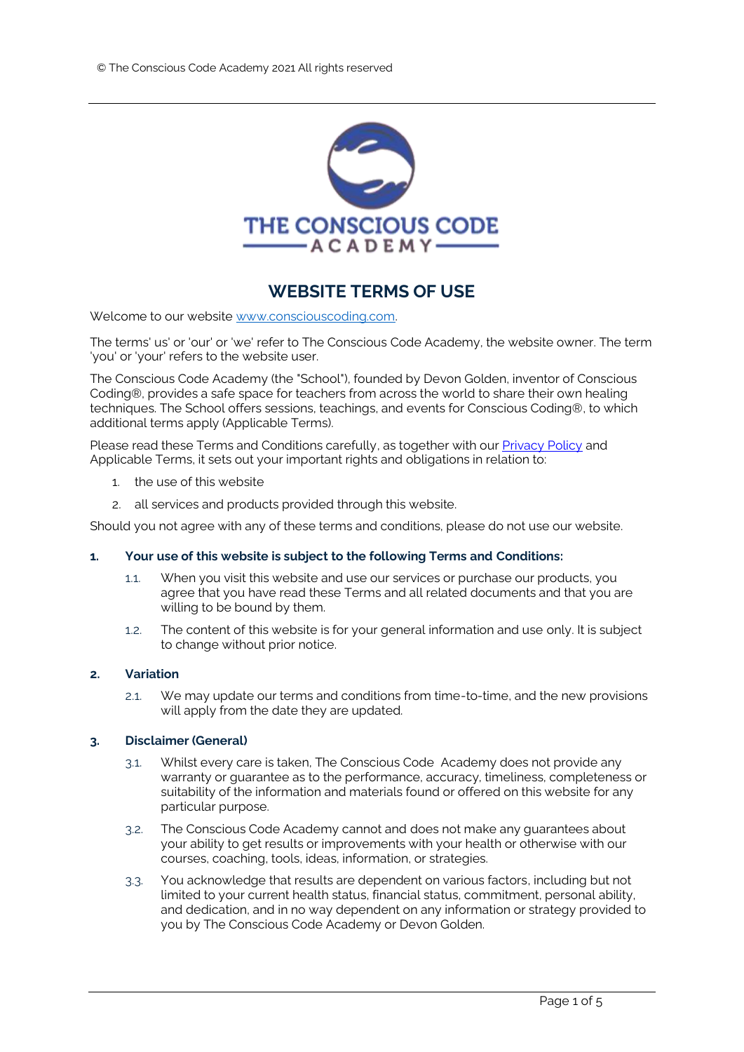© The Conscious Code Academy 2021 All rights reserved

THE CONSCIOUS CODE ACADEMY

# WEBSITE TERMS OF USE

Welcome to our website [www.consciouscoding.com](www.consciouscoding.com).

The terms' us' or 'our' or 'we' refer to The Conscious Code Academy, the website owner. The term 'you' or 'your' refers to the website user.

The Conscious Code Academy (the "School"), founded by Devon Golden, inventor of Conscious Coding®, provides a safe space for teachers from across the world to share their own healing techniques. The School offers sessions, teachings, and events for Conscious Coding®, to which additional terms apply (Applicable Terms).

Please read these Terms and Conditions carefully, as together with our Privacy Policy and Applicable Terms, it sets out your important rights and obligations in relation to:

1. the use of this website
2. all services and products provided through this website.

Should you not agree with any of these terms and conditions, please do not use our website.

## 1. Your use of this website is subject to the following Terms and Conditions:

1.1. When you visit this website and use our services or purchase our products, you agree that you have read these Terms and all related documents and that you are willing to be bound by them.

1.2. The content of this website is for your general information and use only. It is subject to change without prior notice.

## 2. Variation

2.1. We may update our terms and conditions from time-to-time, and the new provisions will apply from the date they are updated.

## 3. Disclaimer (General)

3.1. Whilst every care is taken, The Conscious Code Academy does not provide any warranty or guarantee as to the performance, accuracy, timeliness, completeness or suitability of the information and materials found or offered on this website for any particular purpose.

3.2. The Conscious Code Academy cannot and does not make any guarantees about your ability to get results or improvements with your health or otherwise with our courses, coaching, tools, ideas, information, or strategies.

3.3. You acknowledge that results are dependent on various factors, including but not limited to your current health status, financial status, commitment, personal ability, and dedication, and in no way dependent on any information or strategy provided to you by The Conscious Code Academy or Devon Golden.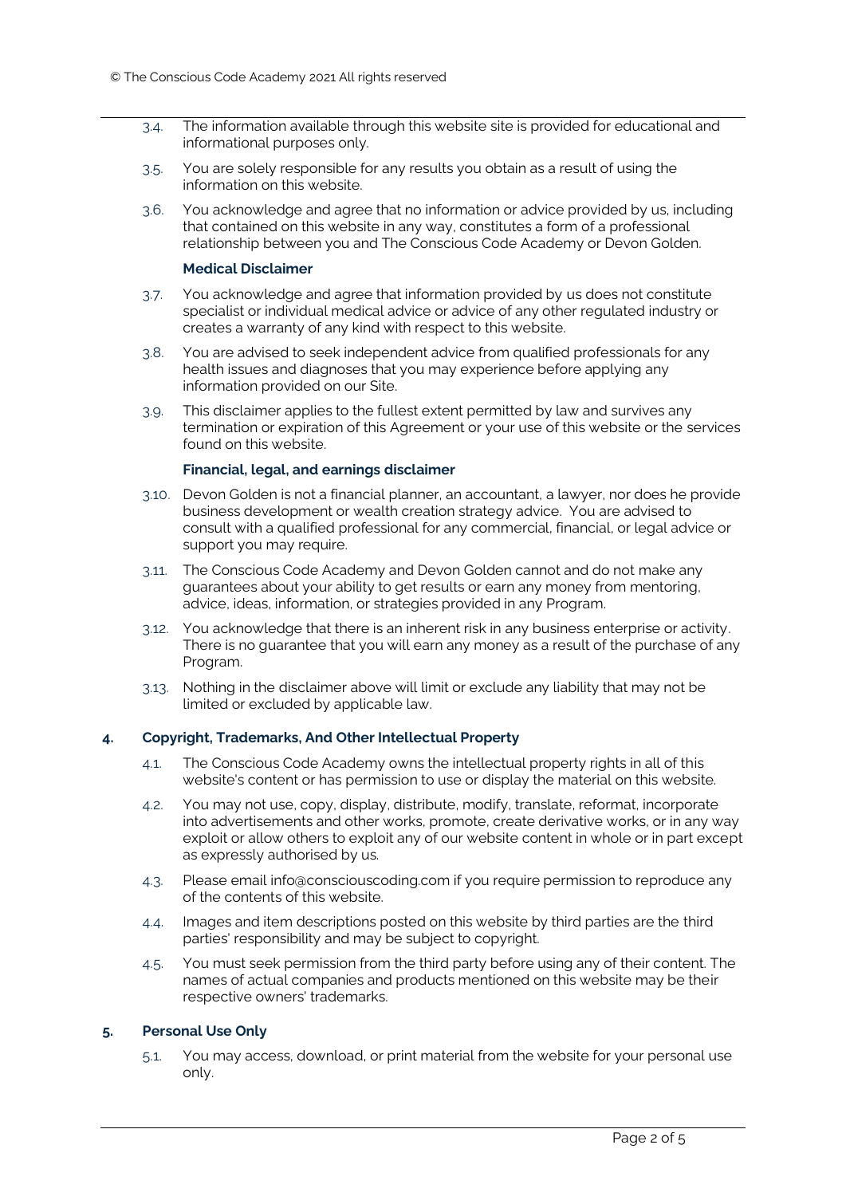3.4. The information available through this website site is provided for educational and informational purposes only.

3.5. You are solely responsible for any results you obtain as a result of using the information on this website.

3.6. You acknowledge and agree that no information or advice provided by us, including that contained on this website in any way, constitutes a form of a professional relationship between you and The Conscious Code Academy or Devon Golden.

**Medical Disclaimer**

3.7. You acknowledge and agree that information provided by us does not constitute specialist or individual medical advice or advice of any other regulated industry or creates a warranty of any kind with respect to this website.

3.8. You are advised to seek independent advice from qualified professionals for any health issues and diagnoses that you may experience before applying any information provided on our Site.

3.9. This disclaimer applies to the fullest extent permitted by law and survives any termination or expiration of this Agreement or your use of this website or the services found on this website.

**Financial, legal, and earnings disclaimer**

3.10. Devon Golden is not a financial planner, an accountant, a lawyer, nor does he provide business development or wealth creation strategy advice. You are advised to consult with a qualified professional for any commercial, financial, or legal advice or support you may require.

3.11. The Conscious Code Academy and Devon Golden cannot and do not make any guarantees about your ability to get results or earn any money from mentoring, advice, ideas, information, or strategies provided in any Program.

3.12. You acknowledge that there is an inherent risk in any business enterprise or activity. There is no guarantee that you will earn any money as a result of the purchase of any Program.

3.13. Nothing in the disclaimer above will limit or exclude any liability that may not be limited or excluded by applicable law.

## 4. Copyright, Trademarks, And Other Intellectual Property

4.1. The Conscious Code Academy owns the intellectual property rights in all of this website's content or has permission to use or display the material on this website.

4.2. You may not use, copy, display, distribute, modify, translate, reformat, incorporate into advertisements and other works, promote, create derivative works, or in any way exploit or allow others to exploit any of our website content in whole or in part except as expressly authorised by us.

4.3. Please email info@consciouscoding.com if you require permission to reproduce any of the contents of this website.

4.4. Images and item descriptions posted on this website by third parties are the third parties' responsibility and may be subject to copyright.

4.5. You must seek permission from the third party before using any of their content. The names of actual companies and products mentioned on this website may be their respective owners' trademarks.

## 5. Personal Use Only

5.1. You may access, download, or print material from the website for your personal use only.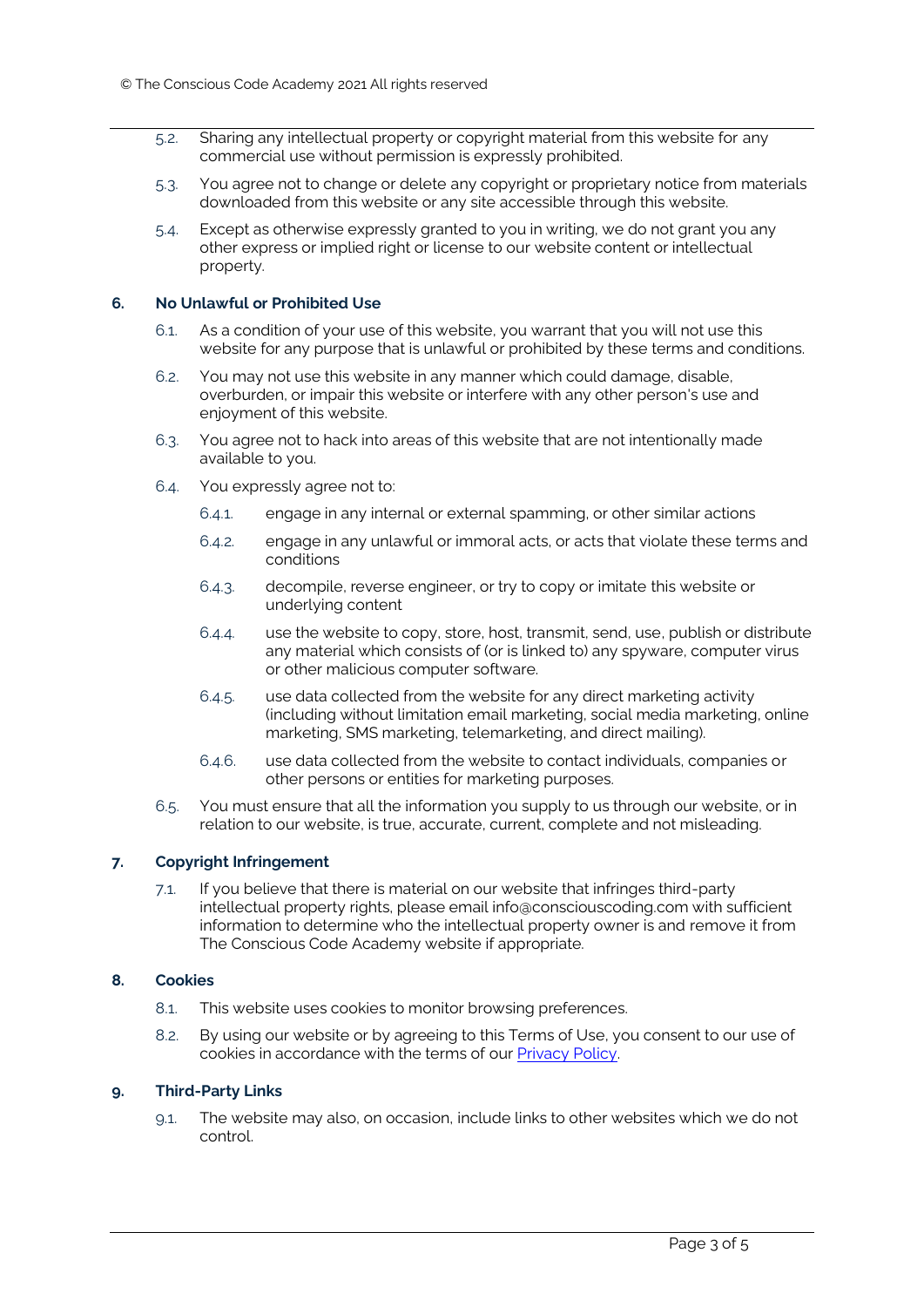5.2. Sharing any intellectual property or copyright material from this website for any commercial use without permission is expressly prohibited.

5.3. You agree not to change or delete any copyright or proprietary notice from materials downloaded from this website or any site accessible through this website.

5.4. Except as otherwise expressly granted to you in writing, we do not grant you any other express or implied right or license to our website content or intellectual property.

## 6. No Unlawful or Prohibited Use

6.1. As a condition of your use of this website, you warrant that you will not use this website for any purpose that is unlawful or prohibited by these terms and conditions.

6.2. You may not use this website in any manner which could damage, disable, overburden, or impair this website or interfere with any other person's use and enjoyment of this website.

6.3. You agree not to hack into areas of this website that are not intentionally made available to you.

6.4. You expressly agree not to:

6.4.1. engage in any internal or external spamming, or other similar actions

6.4.2. engage in any unlawful or immoral acts, or acts that violate these terms and conditions

6.4.3. decompile, reverse engineer, or try to copy or imitate this website or underlying content

6.4.4. use the website to copy, store, host, transmit, send, use, publish or distribute any material which consists of (or is linked to) any spyware, computer virus or other malicious computer software.

6.4.5. use data collected from the website for any direct marketing activity (including without limitation email marketing, social media marketing, online marketing, SMS marketing, telemarketing, and direct mailing).

6.4.6. use data collected from the website to contact individuals, companies or other persons or entities for marketing purposes.

6.5. You must ensure that all the information you supply to us through our website, or in relation to our website, is true, accurate, current, complete and not misleading.

## 7. Copyright Infringement

7.1. If you believe that there is material on our website that infringes third-party intellectual property rights, please email info@consciouscoding.com with sufficient information to determine who the intellectual property owner is and remove it from The Conscious Code Academy website if appropriate.

## 8. Cookies

8.1. This website uses cookies to monitor browsing preferences.

8.2. By using our website or by agreeing to this Terms of Use, you consent to our use of cookies in accordance with the terms of our Privacy Policy.

## 9. Third-Party Links

9.1. The website may also, on occasion, include links to other websites which we do not control.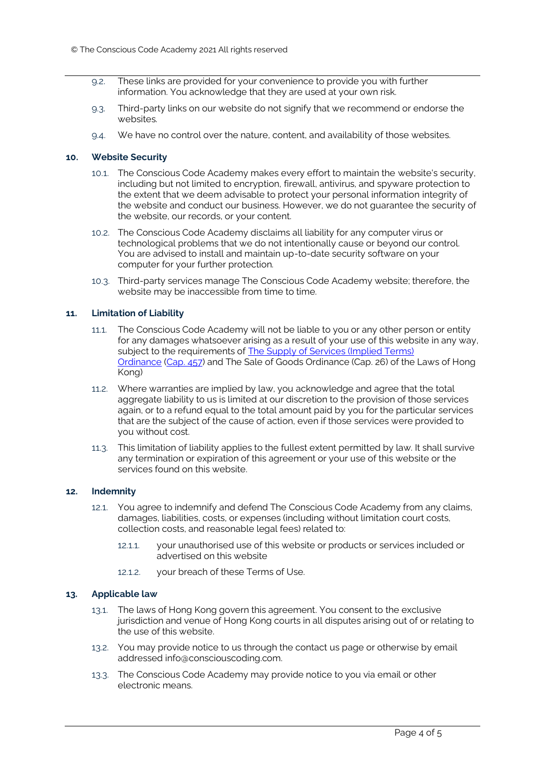9.2. These links are provided for your convenience to provide you with further information. You acknowledge that they are used at your own risk.

9.3. Third-party links on our website do not signify that we recommend or endorse the websites.

9.4. We have no control over the nature, content, and availability of those websites.

## 10. Website Security

10.1. The Conscious Code Academy makes every effort to maintain the website's security, including but not limited to encryption, firewall, antivirus, and spyware protection to the extent that we deem advisable to protect your personal information integrity of the website and conduct our business. However, we do not guarantee the security of the website, our records, or your content.

10.2. The Conscious Code Academy disclaims all liability for any computer virus or technological problems that we do not intentionally cause or beyond our control. You are advised to install and maintain up-to-date security software on your computer for your further protection.

10.3. Third-party services manage The Conscious Code Academy website; therefore, the website may be inaccessible from time to time.

## 11. Limitation of Liability

11.1. The Conscious Code Academy will not be liable to you or any other person or entity for any damages whatsoever arising as a result of your use of this website in any way, subject to the requirements of The Supply of Services (Implied Terms) Ordinance (Cap. 457) and The Sale of Goods Ordinance (Cap. 26) of the Laws of Hong Kong)

11.2. Where warranties are implied by law, you acknowledge and agree that the total aggregate liability to us is limited at our discretion to the provision of those services again, or to a refund equal to the total amount paid by you for the particular services that are the subject of the cause of action, even if those services were provided to you without cost.

11.3. This limitation of liability applies to the fullest extent permitted by law. It shall survive any termination or expiration of this agreement or your use of this website or the services found on this website.

## 12. Indemnity

12.1. You agree to indemnify and defend The Conscious Code Academy from any claims, damages, liabilities, costs, or expenses (including without limitation court costs, collection costs, and reasonable legal fees) related to:

12.1.1. your unauthorised use of this website or products or services included or advertised on this website

12.1.2. your breach of these Terms of Use.

## 13. Applicable law

13.1. The laws of Hong Kong govern this agreement. You consent to the exclusive jurisdiction and venue of Hong Kong courts in all disputes arising out of or relating to the use of this website.

13.2. You may provide notice to us through the contact us page or otherwise by email addressed info@consciouscoding.com.

13.3. The Conscious Code Academy may provide notice to you via email or other electronic means.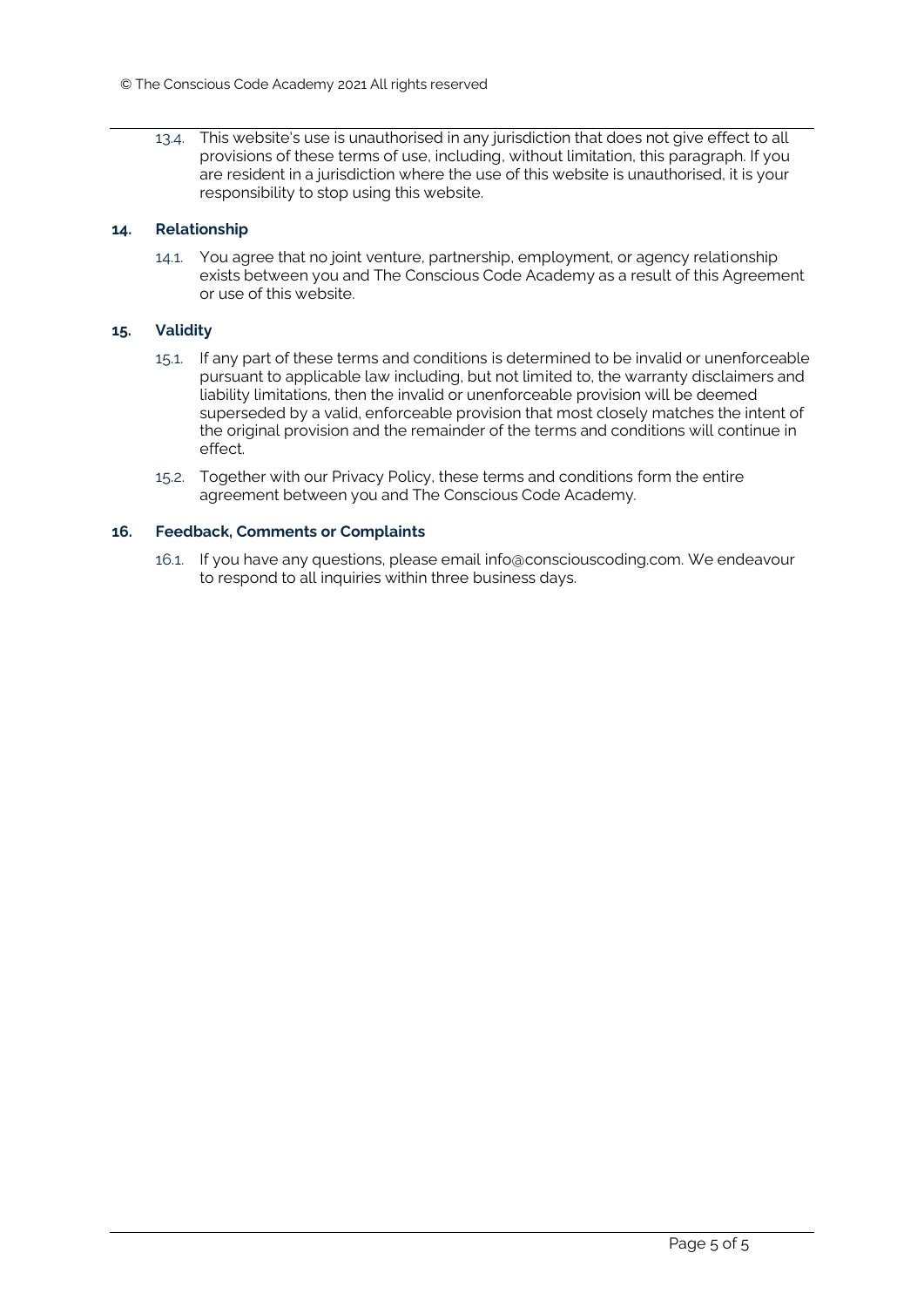13.4. This website's use is unauthorised in any jurisdiction that does not give effect to all provisions of these terms of use, including, without limitation, this paragraph. If you are resident in a jurisdiction where the use of this website is unauthorised, it is your responsibility to stop using this website.

## 14. Relationship

14.1. You agree that no joint venture, partnership, employment, or agency relationship exists between you and The Conscious Code Academy as a result of this Agreement or use of this website.

## 15. Validity

15.1. If any part of these terms and conditions is determined to be invalid or unenforceable pursuant to applicable law including, but not limited to, the warranty disclaimers and liability limitations, then the invalid or unenforceable provision will be deemed superseded by a valid, enforceable provision that most closely matches the intent of the original provision and the remainder of the terms and conditions will continue in effect.

15.2. Together with our Privacy Policy, these terms and conditions form the entire agreement between you and The Conscious Code Academy.

## 16. Feedback, Comments or Complaints

16.1. If you have any questions, please email info@consciouscoding.com. We endeavour to respond to all inquiries within three business days.